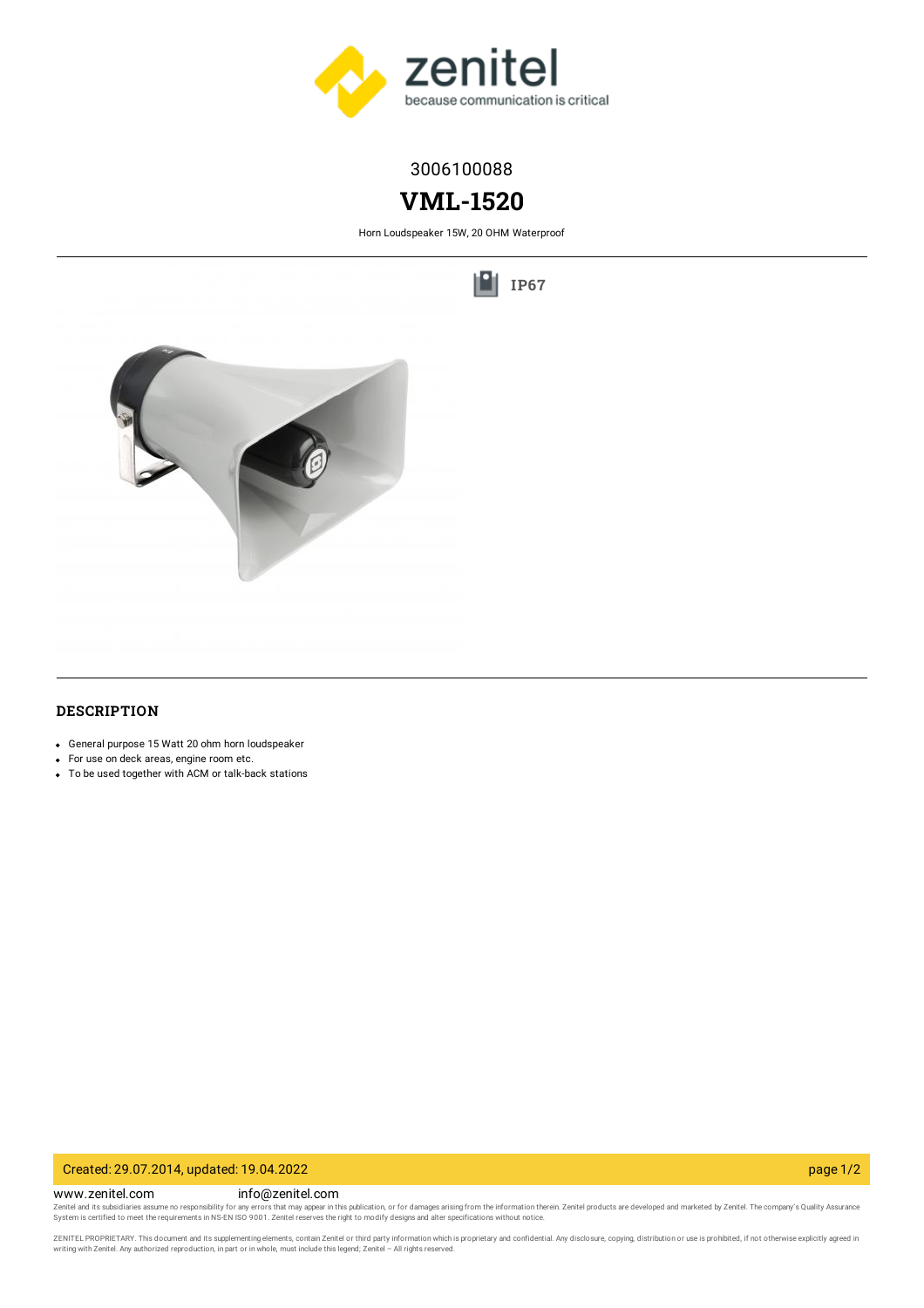3006100088

# VML-1520

Horn Loudspeaker 15W, 20 OHM Waterproof

IP67

## DESCRIPTION

- General purpose 15 Watt 20 ohm horn loudspeaker
- For use on deck areas, engine room etc.
- To be used together with ACM or talk-back stations

Created: 29.07.2014, updated: 19.04.2022

www.zenitel.com info@zenitel.com

Zenitel and its subsidiaries assume no responsibility for any errors that may appear in this publication, or for damages arising from the information therein. Zenitel products are developed and marketed by Zenitel. The company's Quality Assurance System is certified to meet the requirements in NS-EN ISO 9001. Zenitel reserves the right to modify designs and alter specifications without notice.

ZENITEL PROPRIETARY. This document and its supplementing elements, contain Zenitel or third party information which is proprietary and confidential. Any disclosure, copying, distribution or use is prohibited, if not otherwise explicitly agreed in writing with Zenitel. Any authorized reproduction, in part or in whole, must include this legend; Zenitel – All rights reserved.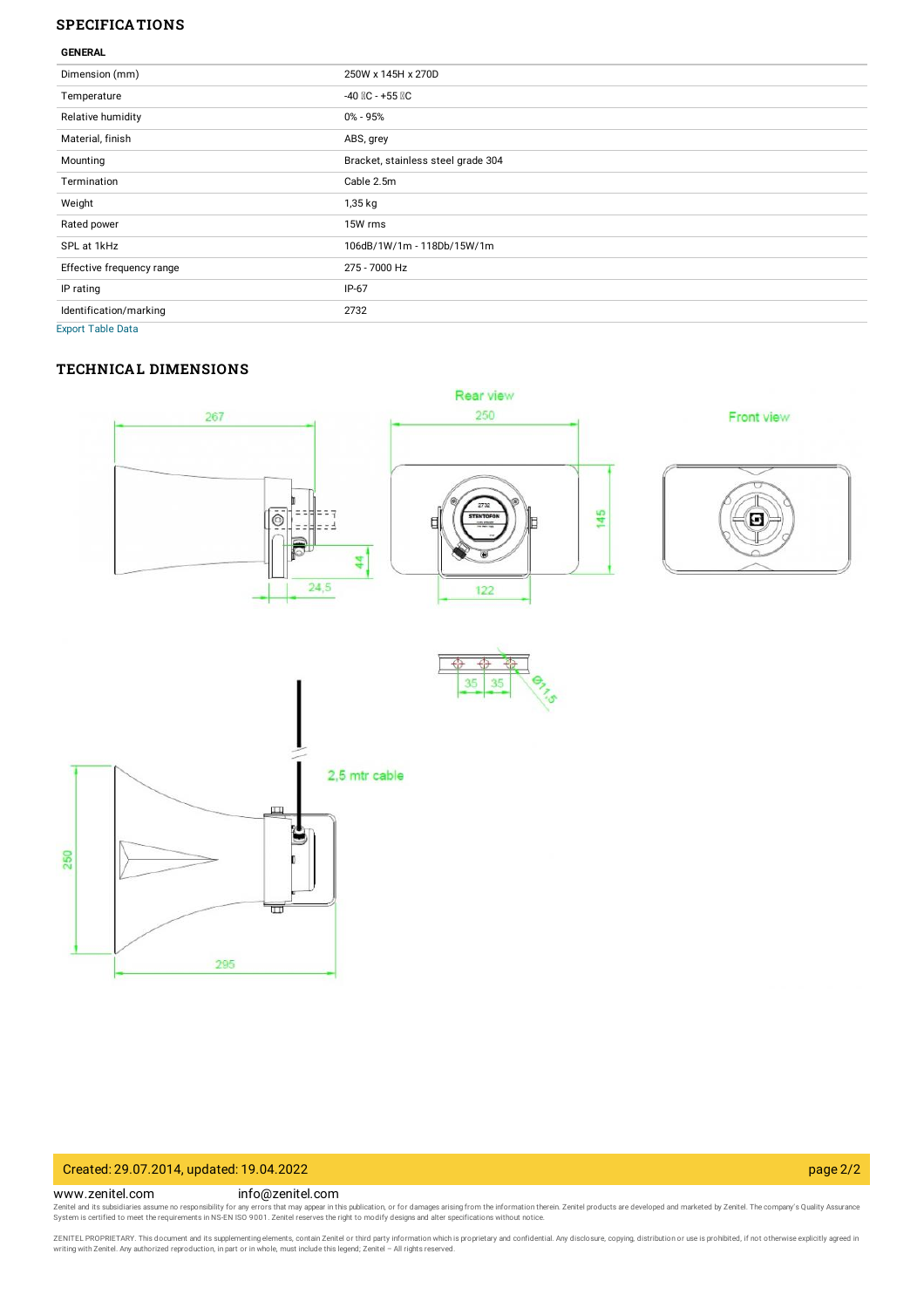## SPECIFICATIONS

| GENERAL | |
|---|---|
| Dimension (mm) | 250W x 145H x 270D |
| Temperature | -40 ºC - +55 ºC |
| Relative humidity | 0% - 95% |
| Material, finish | ABS, grey |
| Mounting | Bracket, stainless steel grade 304 |
| Termination | Cable 2.5m |
| Weight | 1,35 kg |
| Rated power | 15W rms |
| SPL at 1kHz | 106dB/1W/1m - 118Db/15W/1m |
| Effective frequency range | 275 - 7000 Hz |
| IP rating | IP-67 |
| Identification/marking | 2732 |

Export Table Data

## TECHNICAL DIMENSIONS

Rear view

Front view

267

250

145

44

24,5

122

2732

STENTOFON

35 35

Ø11,5

2,5 mtr cable

250

295

Created: 29.07.2014, updated: 19.04.2022

www.zenitel.com info@zenitel.com

Zenitel and its subsidiaries assume no responsibility for any errors that may appear in this publication, or for damages arising from the information therein. Zenitel products are developed and marketed by Zenitel. The company's Quality Assurance System is certified to meet the requirements in NS-EN ISO 9001. Zenitel reserves the right to modify designs and alter specifications without notice.

ZENITEL PROPRIETARY. This document and its supplementing elements, contain Zenitel or third party information which is proprietary and confidential. Any disclosure, copying, distribution or use is prohibited, if not otherwise explicitly agreed in writing with Zenitel. Any authorized reproduction, in part or in whole, must include this legend; Zenitel – All rights reserved.